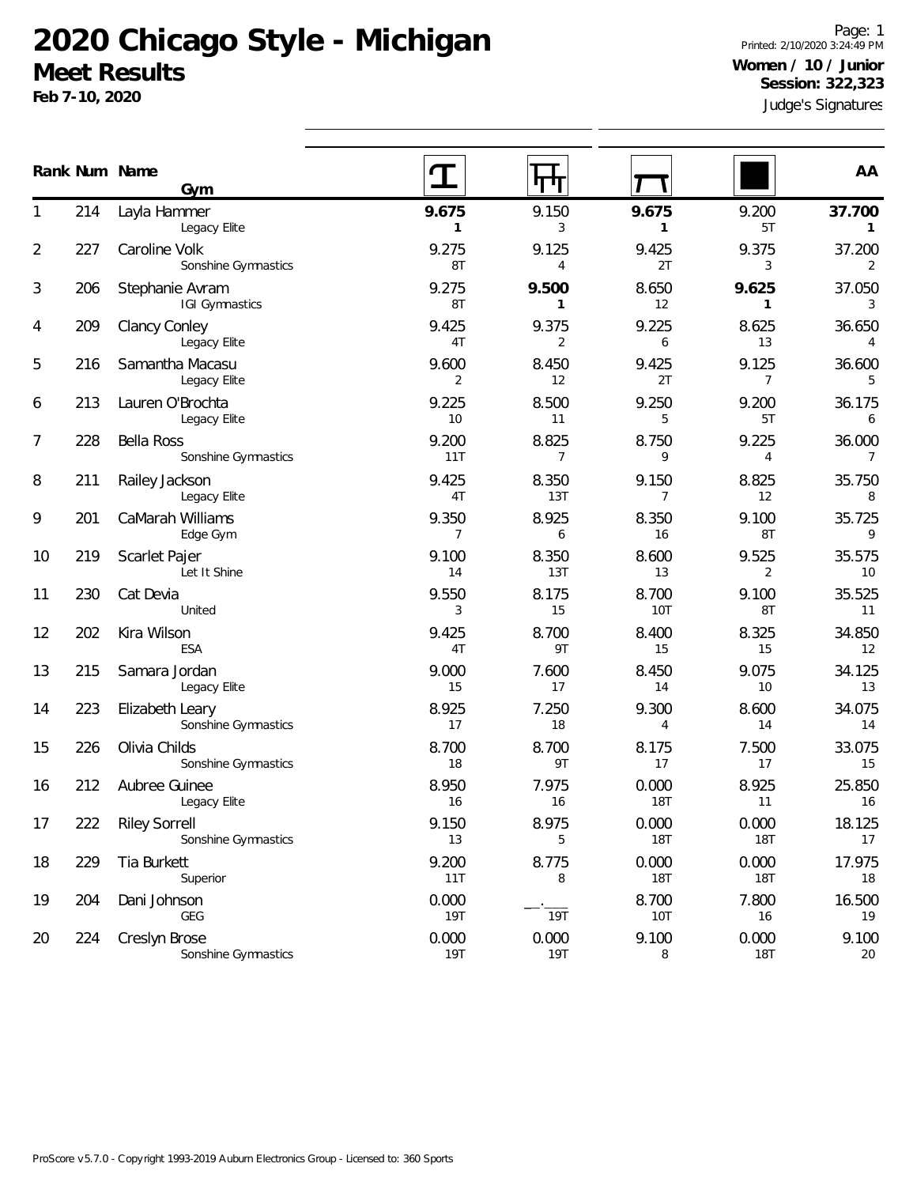# 2020 Chicago Style - Michigan

## Meet Results

**Feb 7-10, 2020**

**Women / 10 / Junior**
**Session: 322,323**

Judge's Signatures

| Rank | Num | Name / Gym | Vault | Bars | Beam | Floor | AA |
|---|---|---|---|---|---|---|---|
| 1 | 214 | Layla Hammer<br>Legacy Elite | **9.675**<br>**1** | 9.150<br>3 | **9.675**<br>**1** | 9.200<br>5T | **37.700**<br>**1** |
| 2 | 227 | Caroline Volk<br>Sonshine Gymnastics | 9.275<br>8T | 9.125<br>4 | 9.425<br>2T | 9.375<br>3 | 37.200<br>2 |
| 3 | 206 | Stephanie Avram<br>IGI Gymnastics | 9.275<br>8T | **9.500**<br>**1** | 8.650<br>12 | **9.625**<br>**1** | 37.050<br>3 |
| 4 | 209 | Clancy Conley<br>Legacy Elite | 9.425<br>4T | 9.375<br>2 | 9.225<br>6 | 8.625<br>13 | 36.650<br>4 |
| 5 | 216 | Samantha Macasu<br>Legacy Elite | 9.600<br>2 | 8.450<br>12 | 9.425<br>2T | 9.125<br>7 | 36.600<br>5 |
| 6 | 213 | Lauren O'Brochta<br>Legacy Elite | 9.225<br>10 | 8.500<br>11 | 9.250<br>5 | 9.200<br>5T | 36.175<br>6 |
| 7 | 228 | Bella Ross<br>Sonshine Gymnastics | 9.200<br>11T | 8.825<br>7 | 8.750<br>9 | 9.225<br>4 | 36.000<br>7 |
| 8 | 211 | Railey Jackson<br>Legacy Elite | 9.425<br>4T | 8.350<br>13T | 9.150<br>7 | 8.825<br>12 | 35.750<br>8 |
| 9 | 201 | CaMarah Williams<br>Edge Gym | 9.350<br>7 | 8.925<br>6 | 8.350<br>16 | 9.100<br>8T | 35.725<br>9 |
| 10 | 219 | Scarlet Pajer<br>Let It Shine | 9.100<br>14 | 8.350<br>13T | 8.600<br>13 | 9.525<br>2 | 35.575<br>10 |
| 11 | 230 | Cat Devia<br>United | 9.550<br>3 | 8.175<br>15 | 8.700<br>10T | 9.100<br>8T | 35.525<br>11 |
| 12 | 202 | Kira Wilson<br>ESA | 9.425<br>4T | 8.700<br>9T | 8.400<br>15 | 8.325<br>15 | 34.850<br>12 |
| 13 | 215 | Samara Jordan<br>Legacy Elite | 9.000<br>15 | 7.600<br>17 | 8.450<br>14 | 9.075<br>10 | 34.125<br>13 |
| 14 | 223 | Elizabeth Leary<br>Sonshine Gymnastics | 8.925<br>17 | 7.250<br>18 | 9.300<br>4 | 8.600<br>14 | 34.075<br>14 |
| 15 | 226 | Olivia Childs<br>Sonshine Gymnastics | 8.700<br>18 | 8.700<br>9T | 8.175<br>17 | 7.500<br>17 | 33.075<br>15 |
| 16 | 212 | Aubree Guinee<br>Legacy Elite | 8.950<br>16 | 7.975<br>16 | 0.000<br>18T | 8.925<br>11 | 25.850<br>16 |
| 17 | 222 | Riley Sorrell<br>Sonshine Gymnastics | 9.150<br>13 | 8.975<br>5 | 0.000<br>18T | 0.000<br>18T | 18.125<br>17 |
| 18 | 229 | Tia Burkett<br>Superior | 9.200<br>11T | 8.775<br>8 | 0.000<br>18T | 0.000<br>18T | 17.975<br>18 |
| 19 | 204 | Dani Johnson<br>GEG | 0.000<br>19T | __.___<br>19T | 8.700<br>10T | 7.800<br>16 | 16.500<br>19 |
| 20 | 224 | Creslyn Brose<br>Sonshine Gymnastics | 0.000<br>19T | 0.000<br>19T | 9.100<br>8 | 0.000<br>18T | 9.100<br>20 |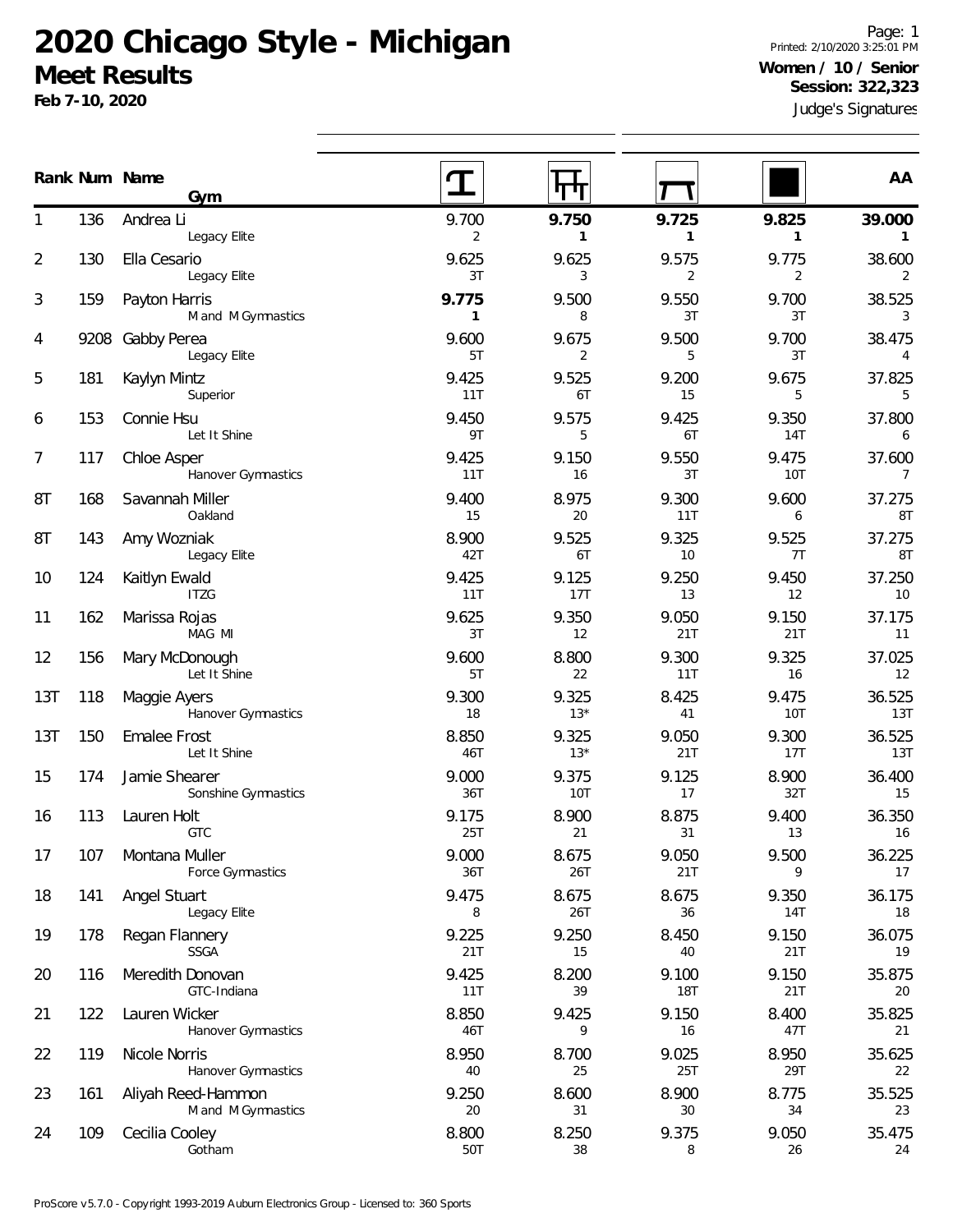# 2020 Chicago Style - Michigan

## Meet Results

**Feb 7-10, 2020**

Printed: 2/10/2020 3:25:01 PM

**Women / 10 / Senior**
**Session: 322,323**

Judge's Signatures

| Rank | Num | Name / Gym | Vault | Bars | Beam | Floor | AA |
|---|---|---|---|---|---|---|---|
| 1 | 136 | Andrea Li<br>Legacy Elite | 9.700<br>2 | **9.750**<br>**1** | **9.725**<br>**1** | **9.825**<br>**1** | **39.000**<br>**1** |
| 2 | 130 | Ella Cesario<br>Legacy Elite | 9.625<br>3T | 9.625<br>3 | 9.575<br>2 | 9.775<br>2 | 38.600<br>2 |
| 3 | 159 | Payton Harris<br>M and M Gymnastics | **9.775**<br>**1** | 9.500<br>8 | 9.550<br>3T | 9.700<br>3T | 38.525<br>3 |
| 4 | 9208 | Gabby Perea<br>Legacy Elite | 9.600<br>5T | 9.675<br>2 | 9.500<br>5 | 9.700<br>3T | 38.475<br>4 |
| 5 | 181 | Kaylyn Mintz<br>Superior | 9.425<br>11T | 9.525<br>6T | 9.200<br>15 | 9.675<br>5 | 37.825<br>5 |
| 6 | 153 | Connie Hsu<br>Let It Shine | 9.450<br>9T | 9.575<br>5 | 9.425<br>6T | 9.350<br>14T | 37.800<br>6 |
| 7 | 117 | Chloe Asper<br>Hanover Gymnastics | 9.425<br>11T | 9.150<br>16 | 9.550<br>3T | 9.475<br>10T | 37.600<br>7 |
| 8T | 168 | Savannah Miller<br>Oakland | 9.400<br>15 | 8.975<br>20 | 9.300<br>11T | 9.600<br>6 | 37.275<br>8T |
| 8T | 143 | Amy Wozniak<br>Legacy Elite | 8.900<br>42T | 9.525<br>6T | 9.325<br>10 | 9.525<br>7T | 37.275<br>8T |
| 10 | 124 | Kaitlyn Ewald<br>ITZG | 9.425<br>11T | 9.125<br>17T | 9.250<br>13 | 9.450<br>12 | 37.250<br>10 |
| 11 | 162 | Marissa Rojas<br>MAG MI | 9.625<br>3T | 9.350<br>12 | 9.050<br>21T | 9.150<br>21T | 37.175<br>11 |
| 12 | 156 | Mary McDonough<br>Let It Shine | 9.600<br>5T | 8.800<br>22 | 9.300<br>11T | 9.325<br>16 | 37.025<br>12 |
| 13T | 118 | Maggie Ayers<br>Hanover Gymnastics | 9.300<br>18 | 9.325<br>13* | 8.425<br>41 | 9.475<br>10T | 36.525<br>13T |
| 13T | 150 | Emalee Frost<br>Let It Shine | 8.850<br>46T | 9.325<br>13* | 9.050<br>21T | 9.300<br>17T | 36.525<br>13T |
| 15 | 174 | Jamie Shearer<br>Sonshine Gymnastics | 9.000<br>36T | 9.375<br>10T | 9.125<br>17 | 8.900<br>32T | 36.400<br>15 |
| 16 | 113 | Lauren Holt<br>GTC | 9.175<br>25T | 8.900<br>21 | 8.875<br>31 | 9.400<br>13 | 36.350<br>16 |
| 17 | 107 | Montana Muller<br>Force Gymnastics | 9.000<br>36T | 8.675<br>26T | 9.050<br>21T | 9.500<br>9 | 36.225<br>17 |
| 18 | 141 | Angel Stuart<br>Legacy Elite | 9.475<br>8 | 8.675<br>26T | 8.675<br>36 | 9.350<br>14T | 36.175<br>18 |
| 19 | 178 | Regan Flannery<br>SSGA | 9.225<br>21T | 9.250<br>15 | 8.450<br>40 | 9.150<br>21T | 36.075<br>19 |
| 20 | 116 | Meredith Donovan<br>GTC-Indiana | 9.425<br>11T | 8.200<br>39 | 9.100<br>18T | 9.150<br>21T | 35.875<br>20 |
| 21 | 122 | Lauren Wicker<br>Hanover Gymnastics | 8.850<br>46T | 9.425<br>9 | 9.150<br>16 | 8.400<br>47T | 35.825<br>21 |
| 22 | 119 | Nicole Norris<br>Hanover Gymnastics | 8.950<br>40 | 8.700<br>25 | 9.025<br>25T | 8.950<br>29T | 35.625<br>22 |
| 23 | 161 | Aliyah Reed-Hammon<br>M and M Gymnastics | 9.250<br>20 | 8.600<br>31 | 8.900<br>30 | 8.775<br>34 | 35.525<br>23 |
| 24 | 109 | Cecilia Cooley<br>Gotham | 8.800<br>50T | 8.250<br>38 | 9.375<br>8 | 9.050<br>26 | 35.475<br>24 |

ProScore v5.7.0 - Copyright 1993-2019 Auburn Electronics Group - Licensed to: 360 Sports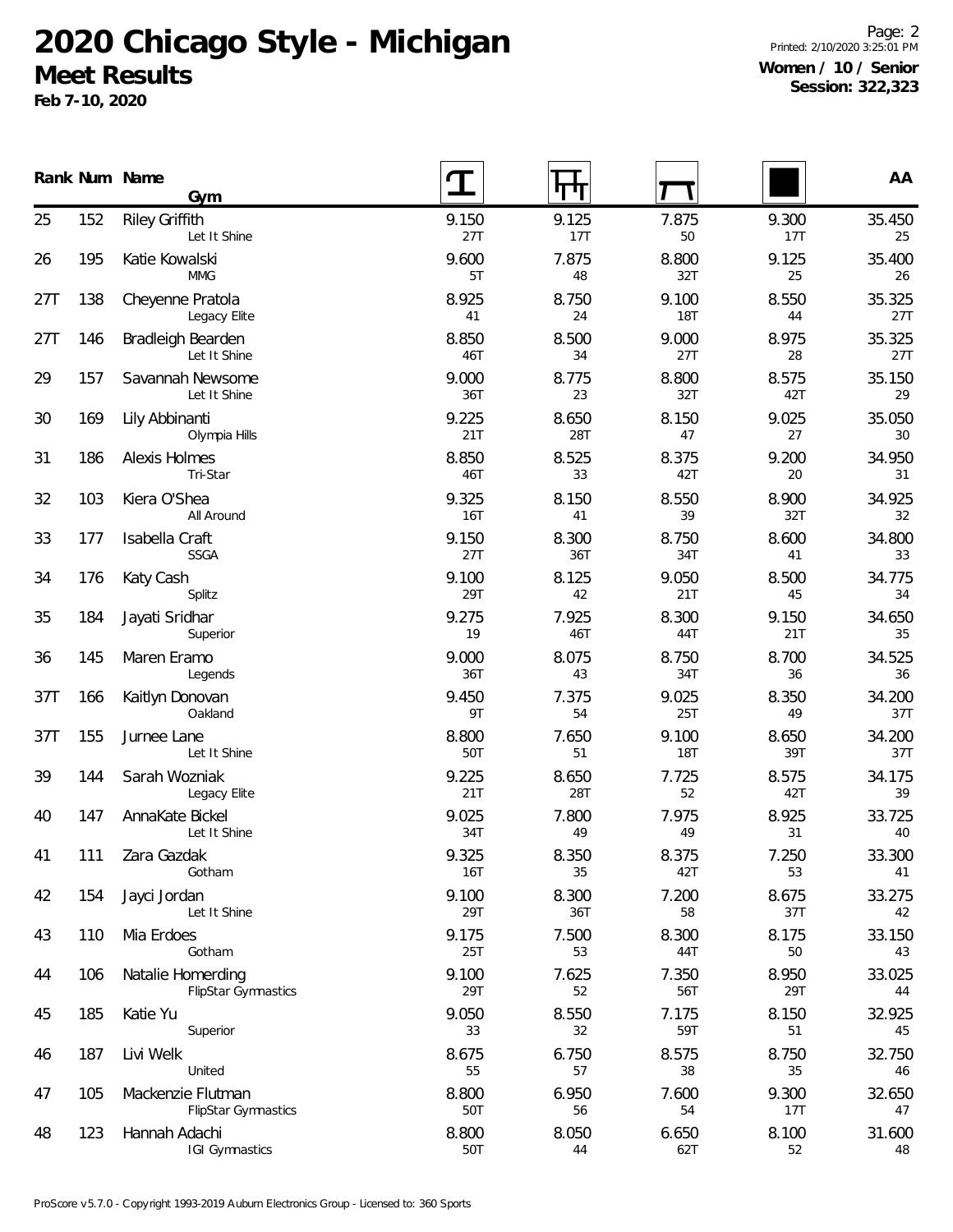# 2020 Chicago Style - Michigan

## Meet Results

**Feb 7-10, 2020**

**Women / 10 / Senior**
**Session: 322,323**

| Rank | Num | Name / Gym | Vault | Bars | Beam | Floor | AA |
|---|---|---|---|---|---|---|---|
| 25 | 152 | Riley Griffith<br>Let It Shine | 9.150<br>27T | 9.125<br>17T | 7.875<br>50 | 9.300<br>17T | 35.450<br>25 |
| 26 | 195 | Katie Kowalski<br>MMG | 9.600<br>5T | 7.875<br>48 | 8.800<br>32T | 9.125<br>25 | 35.400<br>26 |
| 27T | 138 | Cheyenne Pratola<br>Legacy Elite | 8.925<br>41 | 8.750<br>24 | 9.100<br>18T | 8.550<br>44 | 35.325<br>27T |
| 27T | 146 | Bradleigh Bearden<br>Let It Shine | 8.850<br>46T | 8.500<br>34 | 9.000<br>27T | 8.975<br>28 | 35.325<br>27T |
| 29 | 157 | Savannah Newsome<br>Let It Shine | 9.000<br>36T | 8.775<br>23 | 8.800<br>32T | 8.575<br>42T | 35.150<br>29 |
| 30 | 169 | Lily Abbinanti<br>Olympia Hills | 9.225<br>21T | 8.650<br>28T | 8.150<br>47 | 9.025<br>27 | 35.050<br>30 |
| 31 | 186 | Alexis Holmes<br>Tri-Star | 8.850<br>46T | 8.525<br>33 | 8.375<br>42T | 9.200<br>20 | 34.950<br>31 |
| 32 | 103 | Kiera O'Shea<br>All Around | 9.325<br>16T | 8.150<br>41 | 8.550<br>39 | 8.900<br>32T | 34.925<br>32 |
| 33 | 177 | Isabella Craft<br>SSGA | 9.150<br>27T | 8.300<br>36T | 8.750<br>34T | 8.600<br>41 | 34.800<br>33 |
| 34 | 176 | Katy Cash<br>Splitz | 9.100<br>29T | 8.125<br>42 | 9.050<br>21T | 8.500<br>45 | 34.775<br>34 |
| 35 | 184 | Jayati Sridhar<br>Superior | 9.275<br>19 | 7.925<br>46T | 8.300<br>44T | 9.150<br>21T | 34.650<br>35 |
| 36 | 145 | Maren Eramo<br>Legends | 9.000<br>36T | 8.075<br>43 | 8.750<br>34T | 8.700<br>36 | 34.525<br>36 |
| 37T | 166 | Kaitlyn Donovan<br>Oakland | 9.450<br>9T | 7.375<br>54 | 9.025<br>25T | 8.350<br>49 | 34.200<br>37T |
| 37T | 155 | Jurnee Lane<br>Let It Shine | 8.800<br>50T | 7.650<br>51 | 9.100<br>18T | 8.650<br>39T | 34.200<br>37T |
| 39 | 144 | Sarah Wozniak<br>Legacy Elite | 9.225<br>21T | 8.650<br>28T | 7.725<br>52 | 8.575<br>42T | 34.175<br>39 |
| 40 | 147 | AnnaKate Bickel<br>Let It Shine | 9.025<br>34T | 7.800<br>49 | 7.975<br>49 | 8.925<br>31 | 33.725<br>40 |
| 41 | 111 | Zara Gazdak<br>Gotham | 9.325<br>16T | 8.350<br>35 | 8.375<br>42T | 7.250<br>53 | 33.300<br>41 |
| 42 | 154 | Jayci Jordan<br>Let It Shine | 9.100<br>29T | 8.300<br>36T | 7.200<br>58 | 8.675<br>37T | 33.275<br>42 |
| 43 | 110 | Mia Erdoes<br>Gotham | 9.175<br>25T | 7.500<br>53 | 8.300<br>44T | 8.175<br>50 | 33.150<br>43 |
| 44 | 106 | Natalie Homerding<br>FlipStar Gymnastics | 9.100<br>29T | 7.625<br>52 | 7.350<br>56T | 8.950<br>29T | 33.025<br>44 |
| 45 | 185 | Katie Yu<br>Superior | 9.050<br>33 | 8.550<br>32 | 7.175<br>59T | 8.150<br>51 | 32.925<br>45 |
| 46 | 187 | Livi Welk<br>United | 8.675<br>55 | 6.750<br>57 | 8.575<br>38 | 8.750<br>35 | 32.750<br>46 |
| 47 | 105 | Mackenzie Flutman<br>FlipStar Gymnastics | 8.800<br>50T | 6.950<br>56 | 7.600<br>54 | 9.300<br>17T | 32.650<br>47 |
| 48 | 123 | Hannah Adachi<br>IGI Gymnastics | 8.800<br>50T | 8.050<br>44 | 6.650<br>62T | 8.100<br>52 | 31.600<br>48 |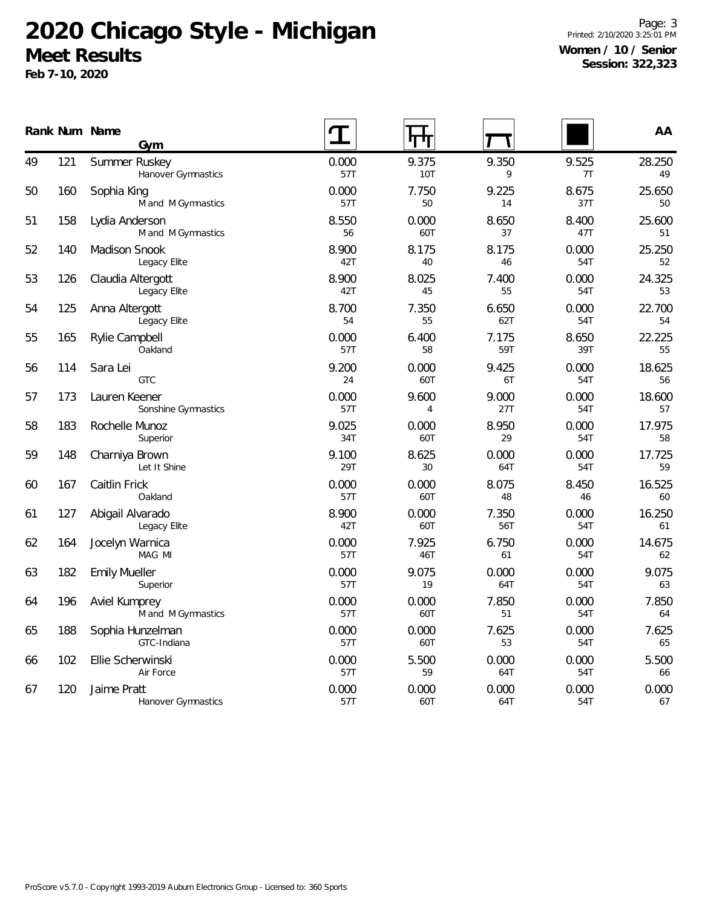# 2020 Chicago Style - Michigan

## Meet Results

**Feb 7-10, 2020**

Page: 3
Printed: 2/10/2020 3:25:01 PM

**Women / 10 / Senior**
**Session: 322,323**

| Rank | Num | Name / Gym | Vault | Bars | Beam | Floor | AA |
|---|---|---|---|---|---|---|---|
| 49 | 121 | Summer Ruskey<br>Hanover Gymnastics | 0.000<br>57T | 9.375<br>10T | 9.350<br>9 | 9.525<br>7T | 28.250<br>49 |
| 50 | 160 | Sophia King<br>M and M Gymnastics | 0.000<br>57T | 7.750<br>50 | 9.225<br>14 | 8.675<br>37T | 25.650<br>50 |
| 51 | 158 | Lydia Anderson<br>M and M Gymnastics | 8.550<br>56 | 0.000<br>60T | 8.650<br>37 | 8.400<br>47T | 25.600<br>51 |
| 52 | 140 | Madison Snook<br>Legacy Elite | 8.900<br>42T | 8.175<br>40 | 8.175<br>46 | 0.000<br>54T | 25.250<br>52 |
| 53 | 126 | Claudia Altergott<br>Legacy Elite | 8.900<br>42T | 8.025<br>45 | 7.400<br>55 | 0.000<br>54T | 24.325<br>53 |
| 54 | 125 | Anna Altergott<br>Legacy Elite | 8.700<br>54 | 7.350<br>55 | 6.650<br>62T | 0.000<br>54T | 22.700<br>54 |
| 55 | 165 | Rylie Campbell<br>Oakland | 0.000<br>57T | 6.400<br>58 | 7.175<br>59T | 8.650<br>39T | 22.225<br>55 |
| 56 | 114 | Sara Lei<br>GTC | 9.200<br>24 | 0.000<br>60T | 9.425<br>6T | 0.000<br>54T | 18.625<br>56 |
| 57 | 173 | Lauren Keener<br>Sonshine Gymnastics | 0.000<br>57T | 9.600<br>4 | 9.000<br>27T | 0.000<br>54T | 18.600<br>57 |
| 58 | 183 | Rochelle Munoz<br>Superior | 9.025<br>34T | 0.000<br>60T | 8.950<br>29 | 0.000<br>54T | 17.975<br>58 |
| 59 | 148 | Charniya Brown<br>Let It Shine | 9.100<br>29T | 8.625<br>30 | 0.000<br>64T | 0.000<br>54T | 17.725<br>59 |
| 60 | 167 | Caitlin Frick<br>Oakland | 0.000<br>57T | 0.000<br>60T | 8.075<br>48 | 8.450<br>46 | 16.525<br>60 |
| 61 | 127 | Abigail Alvarado<br>Legacy Elite | 8.900<br>42T | 0.000<br>60T | 7.350<br>56T | 0.000<br>54T | 16.250<br>61 |
| 62 | 164 | Jocelyn Warnica<br>MAG MI | 0.000<br>57T | 7.925<br>46T | 6.750<br>61 | 0.000<br>54T | 14.675<br>62 |
| 63 | 182 | Emily Mueller<br>Superior | 0.000<br>57T | 9.075<br>19 | 0.000<br>64T | 0.000<br>54T | 9.075<br>63 |
| 64 | 196 | Aviel Kumprey<br>M and M Gymnastics | 0.000<br>57T | 0.000<br>60T | 7.850<br>51 | 0.000<br>54T | 7.850<br>64 |
| 65 | 188 | Sophia Hunzelman<br>GTC-Indiana | 0.000<br>57T | 0.000<br>60T | 7.625<br>53 | 0.000<br>54T | 7.625<br>65 |
| 66 | 102 | Ellie Scherwinski<br>Air Force | 0.000<br>57T | 5.500<br>59 | 0.000<br>64T | 0.000<br>54T | 5.500<br>66 |
| 67 | 120 | Jaime Pratt<br>Hanover Gymnastics | 0.000<br>57T | 0.000<br>60T | 0.000<br>64T | 0.000<br>54T | 0.000<br>67 |

ProScore v5.7.0 - Copyright 1993-2019 Auburn Electronics Group - Licensed to: 360 Sports